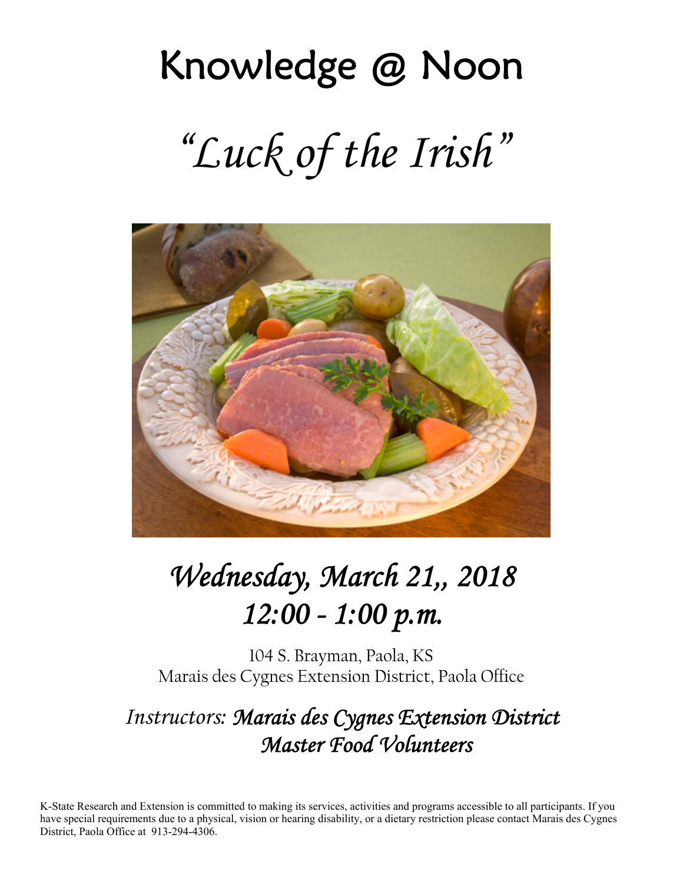# Knowledge @ Noon

## *"Luck of the Irish"*

## *Wednesday, March 21,, 2018*
## *12:00 - 1:00 p.m.*

104 S. Brayman, Paola, KS
Marais des Cygnes Extension District, Paola Office

*Instructors:* ***Marais des Cygnes Extension District Master Food Volunteers***

K-State Research and Extension is committed to making its services, activities and programs accessible to all participants. If you have special requirements due to a physical, vision or hearing disability, or a dietary restriction please contact Marais des Cygnes District, Paola Office at 913-294-4306.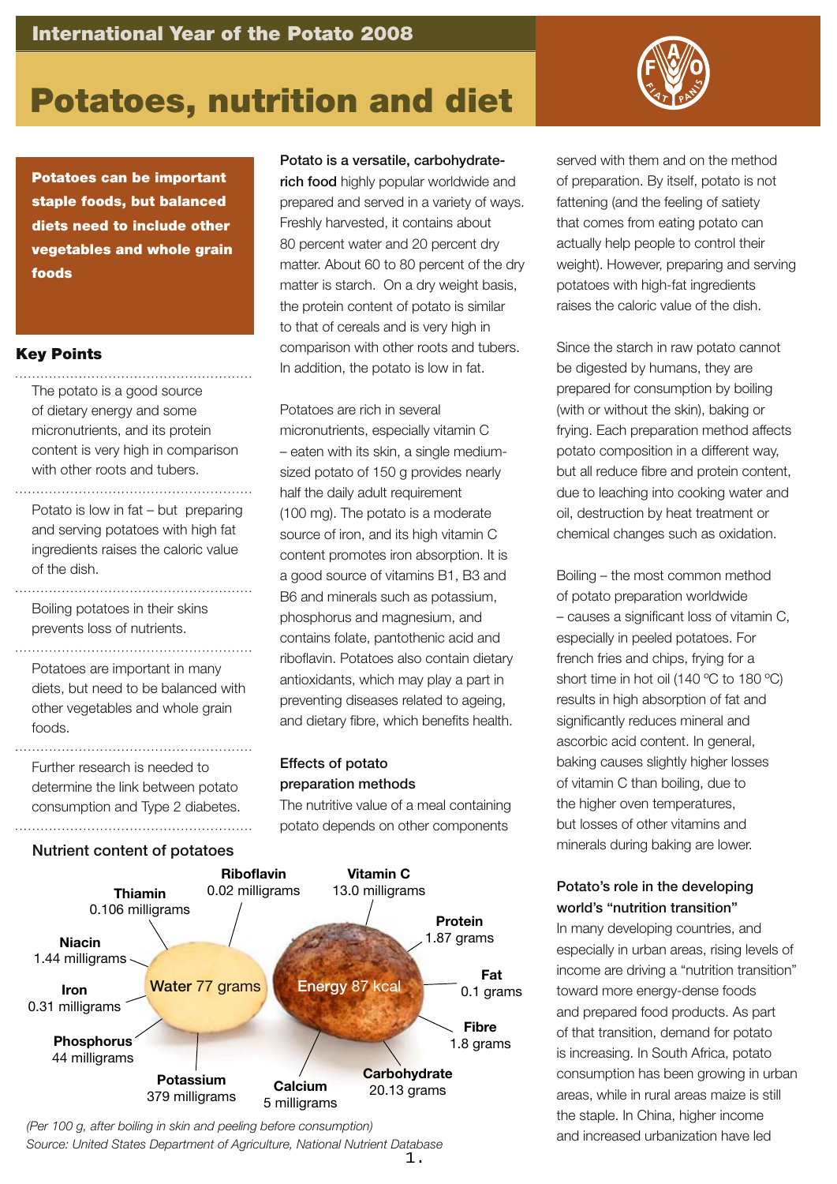International Year of the Potato 2008

# Potatoes, nutrition and diet

**Potatoes can be important staple foods, but balanced diets need to include other vegetables and whole grain foods**

### Key Points

- The potato is a good source of dietary energy and some micronutrients, and its protein content is very high in comparison with other roots and tubers.
- Potato is low in fat – but preparing and serving potatoes with high fat ingredients raises the caloric value of the dish.
- Boiling potatoes in their skins prevents loss of nutrients.
- Potatoes are important in many diets, but need to be balanced with other vegetables and whole grain foods.
- Further research is needed to determine the link between potato consumption and Type 2 diabetes.

**Potato is a versatile, carbohydrate-rich food** highly popular worldwide and prepared and served in a variety of ways. Freshly harvested, it contains about 80 percent water and 20 percent dry matter. About 60 to 80 percent of the dry matter is starch. On a dry weight basis, the protein content of potato is similar to that of cereals and is very high in comparison with other roots and tubers. In addition, the potato is low in fat.

Potatoes are rich in several micronutrients, especially vitamin C – eaten with its skin, a single medium-sized potato of 150 g provides nearly half the daily adult requirement (100 mg). The potato is a moderate source of iron, and its high vitamin C content promotes iron absorption. It is a good source of vitamins B1, B3 and B6 and minerals such as potassium, phosphorus and magnesium, and contains folate, pantothenic acid and riboflavin. Potatoes also contain dietary antioxidants, which may play a part in preventing diseases related to ageing, and dietary fibre, which benefits health.

### Effects of potato preparation methods

The nutritive value of a meal containing potato depends on other components served with them and on the method of preparation. By itself, potato is not fattening (and the feeling of satiety that comes from eating potato can actually help people to control their weight). However, preparing and serving potatoes with high-fat ingredients raises the caloric value of the dish.

Since the starch in raw potato cannot be digested by humans, they are prepared for consumption by boiling (with or without the skin), baking or frying. Each preparation method affects potato composition in a different way, but all reduce fibre and protein content, due to leaching into cooking water and oil, destruction by heat treatment or chemical changes such as oxidation.

Boiling – the most common method of potato preparation worldwide – causes a significant loss of vitamin C, especially in peeled potatoes. For french fries and chips, frying for a short time in hot oil (140 ºC to 180 ºC) results in high absorption of fat and significantly reduces mineral and ascorbic acid content. In general, baking causes slightly higher losses of vitamin C than boiling, due to the higher oven temperatures, but losses of other vitamins and minerals during baking are lower.

### Potato's role in the developing world's "nutrition transition"

In many developing countries, and especially in urban areas, rising levels of income are driving a "nutrition transition" toward more energy-dense foods and prepared food products. As part of that transition, demand for potato is increasing. In South Africa, potato consumption has been growing in urban areas, while in rural areas maize is still the staple. In China, higher income and increased urbanization have led

### Nutrient content of potatoes

| Nutrient | Amount |
|---|---|
| Water | 77 grams |
| Energy | 87 kcal |
| Protein | 1.87 grams |
| Fat | 0.1 grams |
| Fibre | 1.8 grams |
| Carbohydrate | 20.13 grams |
| Calcium | 5 milligrams |
| Potassium | 379 milligrams |
| Phosphorus | 44 milligrams |
| Iron | 0.31 milligrams |
| Niacin | 1.44 milligrams |
| Thiamin | 0.106 milligrams |
| Riboflavin | 0.02 milligrams |
| Vitamin C | 13.0 milligrams |

*(Per 100 g, after boiling in skin and peeling before consumption)*
*Source: United States Department of Agriculture, National Nutrient Database*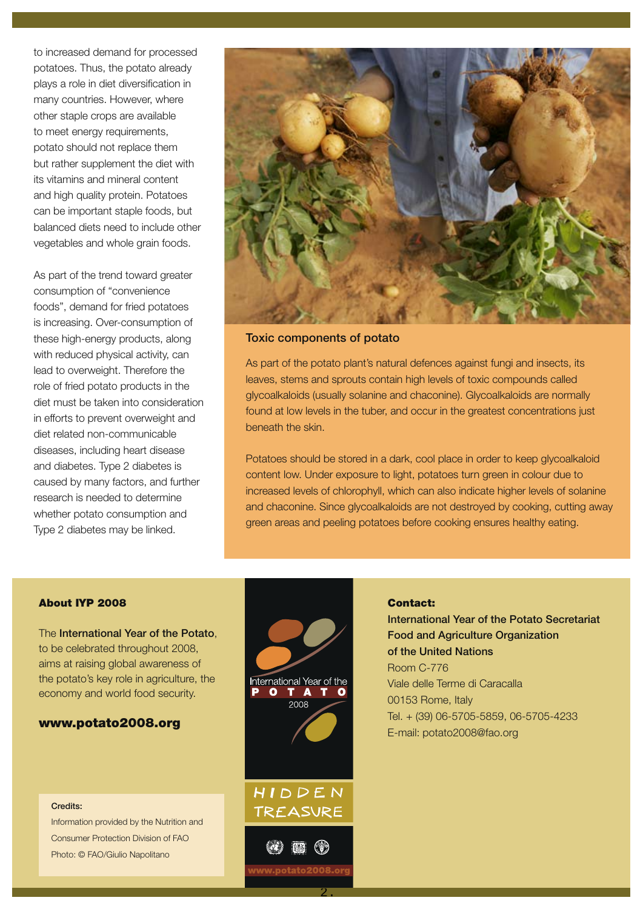to increased demand for processed potatoes. Thus, the potato already plays a role in diet diversification in many countries. However, where other staple crops are available to meet energy requirements, potato should not replace them but rather supplement the diet with its vitamins and mineral content and high quality protein. Potatoes can be important staple foods, but balanced diets need to include other vegetables and whole grain foods.

As part of the trend toward greater consumption of "convenience foods", demand for fried potatoes is increasing. Over-consumption of these high-energy products, along with reduced physical activity, can lead to overweight. Therefore the role of fried potato products in the diet must be taken into consideration in efforts to prevent overweight and diet related non-communicable diseases, including heart disease and diabetes. Type 2 diabetes is caused by many factors, and further research is needed to determine whether potato consumption and Type 2 diabetes may be linked.

## Toxic components of potato

As part of the potato plant's natural defences against fungi and insects, its leaves, stems and sprouts contain high levels of toxic compounds called glycoalkaloids (usually solanine and chaconine). Glycoalkaloids are normally found at low levels in the tuber, and occur in the greatest concentrations just beneath the skin.

Potatoes should be stored in a dark, cool place in order to keep glycoalkaloid content low. Under exposure to light, potatoes turn green in colour due to increased levels of chlorophyll, which can also indicate higher levels of solanine and chaconine. Since glycoalkaloids are not destroyed by cooking, cutting away green areas and peeling potatoes before cooking ensures healthy eating.

**About IYP 2008**

The **International Year of the Potato**, to be celebrated throughout 2008, aims at raising global awareness of the potato's key role in agriculture, the economy and world food security.

**www.potato2008.org**

**Credits:**
Information provided by the Nutrition and Consumer Protection Division of FAO
Photo: © FAO/Giulio Napolitano

International Year of the POTATO 2008

HIDDEN TREASURE

www.potato2008.org

**Contact:**
**International Year of the Potato Secretariat**
**Food and Agriculture Organization of the United Nations**
Room C-776
Viale delle Terme di Caracalla
00153 Rome, Italy
Tel. + (39) 06-5705-5859, 06-5705-4233
E-mail: potato2008@fao.org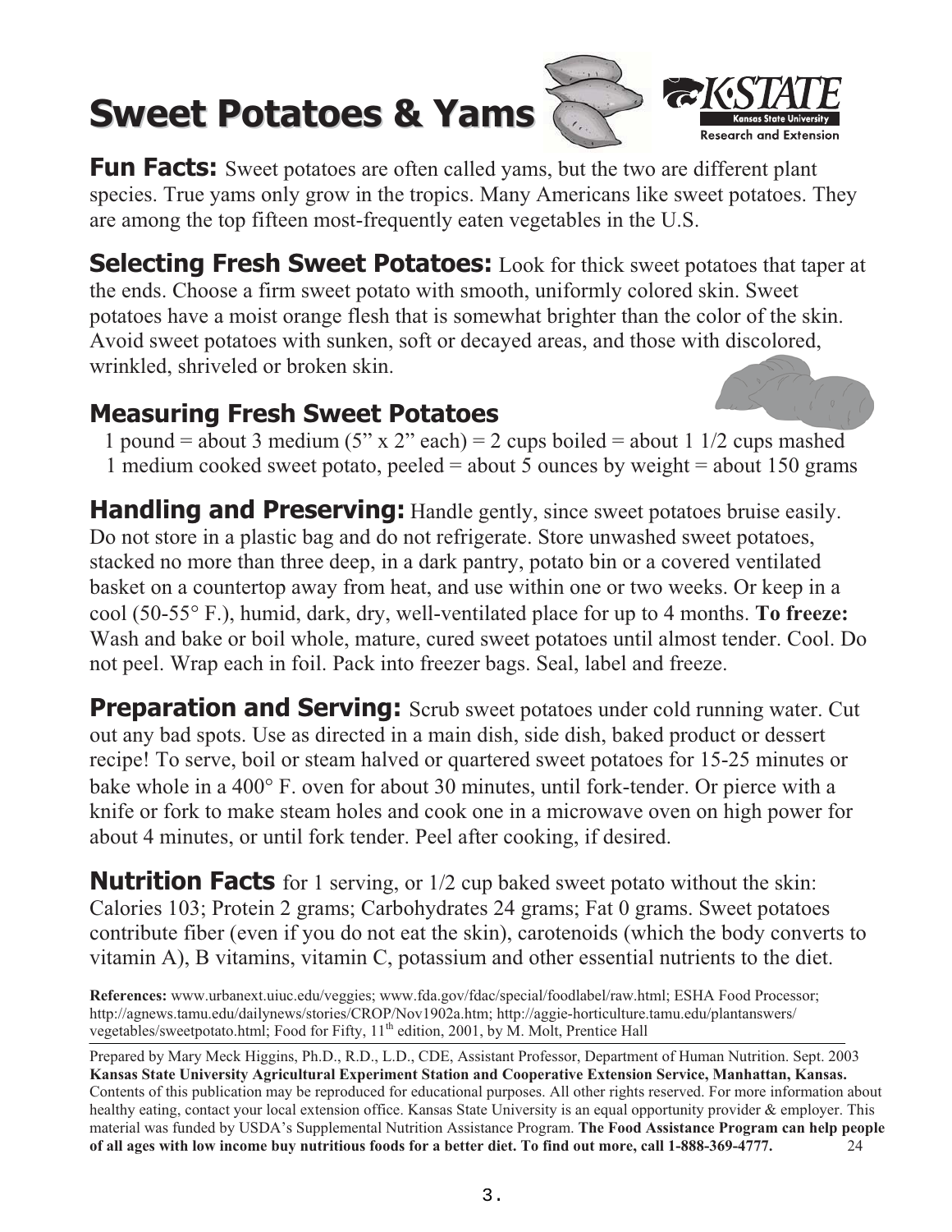# Sweet Potatoes & Yams

Kansas State University Research and Extension

**Fun Facts:** Sweet potatoes are often called yams, but the two are different plant species. True yams only grow in the tropics. Many Americans like sweet potatoes. They are among the top fifteen most-frequently eaten vegetables in the U.S.

**Selecting Fresh Sweet Potatoes:** Look for thick sweet potatoes that taper at the ends. Choose a firm sweet potato with smooth, uniformly colored skin. Sweet potatoes have a moist orange flesh that is somewhat brighter than the color of the skin. Avoid sweet potatoes with sunken, soft or decayed areas, and those with discolored, wrinkled, shriveled or broken skin.

## Measuring Fresh Sweet Potatoes

1 pound = about 3 medium (5" x 2" each) = 2 cups boiled = about 1 1/2 cups mashed
1 medium cooked sweet potato, peeled = about 5 ounces by weight = about 150 grams

**Handling and Preserving:** Handle gently, since sweet potatoes bruise easily. Do not store in a plastic bag and do not refrigerate. Store unwashed sweet potatoes, stacked no more than three deep, in a dark pantry, potato bin or a covered ventilated basket on a countertop away from heat, and use within one or two weeks. Or keep in a cool (50-55° F.), humid, dark, dry, well-ventilated place for up to 4 months. **To freeze:** Wash and bake or boil whole, mature, cured sweet potatoes until almost tender. Cool. Do not peel. Wrap each in foil. Pack into freezer bags. Seal, label and freeze.

**Preparation and Serving:** Scrub sweet potatoes under cold running water. Cut out any bad spots. Use as directed in a main dish, side dish, baked product or dessert recipe! To serve, boil or steam halved or quartered sweet potatoes for 15-25 minutes or bake whole in a 400° F. oven for about 30 minutes, until fork-tender. Or pierce with a knife or fork to make steam holes and cook one in a microwave oven on high power for about 4 minutes, or until fork tender. Peel after cooking, if desired.

**Nutrition Facts** for 1 serving, or 1/2 cup baked sweet potato without the skin: Calories 103; Protein 2 grams; Carbohydrates 24 grams; Fat 0 grams. Sweet potatoes contribute fiber (even if you do not eat the skin), carotenoids (which the body converts to vitamin A), B vitamins, vitamin C, potassium and other essential nutrients to the diet.

**References:** www.urbanext.uiuc.edu/veggies; www.fda.gov/fdac/special/foodlabel/raw.html; ESHA Food Processor; http://agnews.tamu.edu/dailynews/stories/CROP/Nov1902a.htm; http://aggie-horticulture.tamu.edu/plantanswers/vegetables/sweetpotato.html; Food for Fifty, 11th edition, 2001, by M. Molt, Prentice Hall

Prepared by Mary Meck Higgins, Ph.D., R.D., L.D., CDE, Assistant Professor, Department of Human Nutrition. Sept. 2003
**Kansas State University Agricultural Experiment Station and Cooperative Extension Service, Manhattan, Kansas.** Contents of this publication may be reproduced for educational purposes. All other rights reserved. For more information about healthy eating, contact your local extension office. Kansas State University is an equal opportunity provider & employer. This material was funded by USDA's Supplemental Nutrition Assistance Program. **The Food Assistance Program can help people of all ages with low income buy nutritious foods for a better diet. To find out more, call 1-888-369-4777.** 24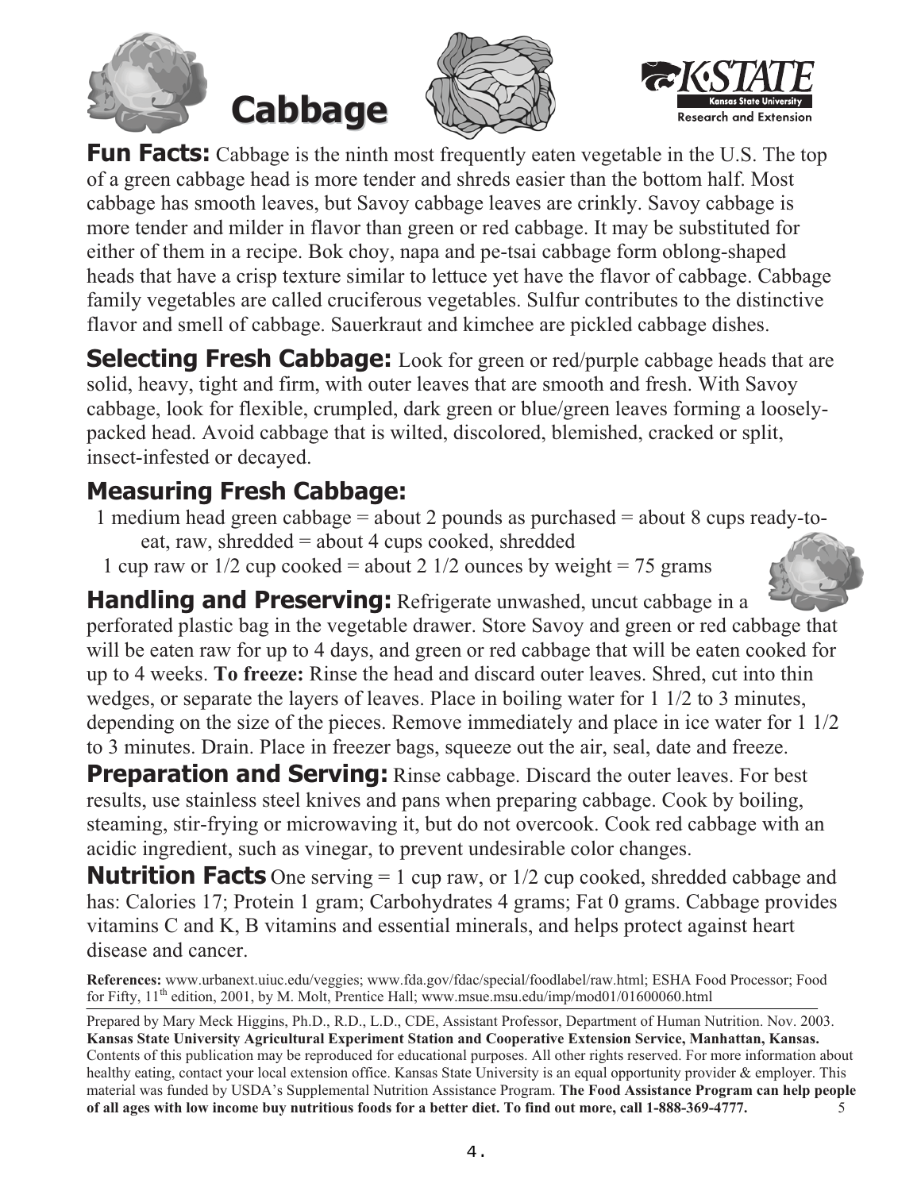# Cabbage

**Fun Facts:** Cabbage is the ninth most frequently eaten vegetable in the U.S. The top of a green cabbage head is more tender and shreds easier than the bottom half. Most cabbage has smooth leaves, but Savoy cabbage leaves are crinkly. Savoy cabbage is more tender and milder in flavor than green or red cabbage. It may be substituted for either of them in a recipe. Bok choy, napa and pe-tsai cabbage form oblong-shaped heads that have a crisp texture similar to lettuce yet have the flavor of cabbage. Cabbage family vegetables are called cruciferous vegetables. Sulfur contributes to the distinctive flavor and smell of cabbage. Sauerkraut and kimchee are pickled cabbage dishes.

**Selecting Fresh Cabbage:** Look for green or red/purple cabbage heads that are solid, heavy, tight and firm, with outer leaves that are smooth and fresh. With Savoy cabbage, look for flexible, crumpled, dark green or blue/green leaves forming a loosely-packed head. Avoid cabbage that is wilted, discolored, blemished, cracked or split, insect-infested or decayed.

## Measuring Fresh Cabbage:

1 medium head green cabbage = about 2 pounds as purchased = about 8 cups ready-to-eat, raw, shredded = about 4 cups cooked, shredded

1 cup raw or 1/2 cup cooked = about 2 1/2 ounces by weight = 75 grams

**Handling and Preserving:** Refrigerate unwashed, uncut cabbage in a perforated plastic bag in the vegetable drawer. Store Savoy and green or red cabbage that will be eaten raw for up to 4 days, and green or red cabbage that will be eaten cooked for up to 4 weeks. **To freeze:** Rinse the head and discard outer leaves. Shred, cut into thin wedges, or separate the layers of leaves. Place in boiling water for 1 1/2 to 3 minutes, depending on the size of the pieces. Remove immediately and place in ice water for 1 1/2 to 3 minutes. Drain. Place in freezer bags, squeeze out the air, seal, date and freeze.

**Preparation and Serving:** Rinse cabbage. Discard the outer leaves. For best results, use stainless steel knives and pans when preparing cabbage. Cook by boiling, steaming, stir-frying or microwaving it, but do not overcook. Cook red cabbage with an acidic ingredient, such as vinegar, to prevent undesirable color changes.

**Nutrition Facts** One serving = 1 cup raw, or 1/2 cup cooked, shredded cabbage and has: Calories 17; Protein 1 gram; Carbohydrates 4 grams; Fat 0 grams. Cabbage provides vitamins C and K, B vitamins and essential minerals, and helps protect against heart disease and cancer.

**References:** www.urbanext.uiuc.edu/veggies; www.fda.gov/fdac/special/foodlabel/raw.html; ESHA Food Processor; Food for Fifty, 11th edition, 2001, by M. Molt, Prentice Hall; www.msue.msu.edu/imp/mod01/01600060.html

Prepared by Mary Meck Higgins, Ph.D., R.D., L.D., CDE, Assistant Professor, Department of Human Nutrition. Nov. 2003. **Kansas State University Agricultural Experiment Station and Cooperative Extension Service, Manhattan, Kansas.** Contents of this publication may be reproduced for educational purposes. All other rights reserved. For more information about healthy eating, contact your local extension office. Kansas State University is an equal opportunity provider & employer. This material was funded by USDA's Supplemental Nutrition Assistance Program. **The Food Assistance Program can help people of all ages with low income buy nutritious foods for a better diet. To find out more, call 1-888-369-4777.**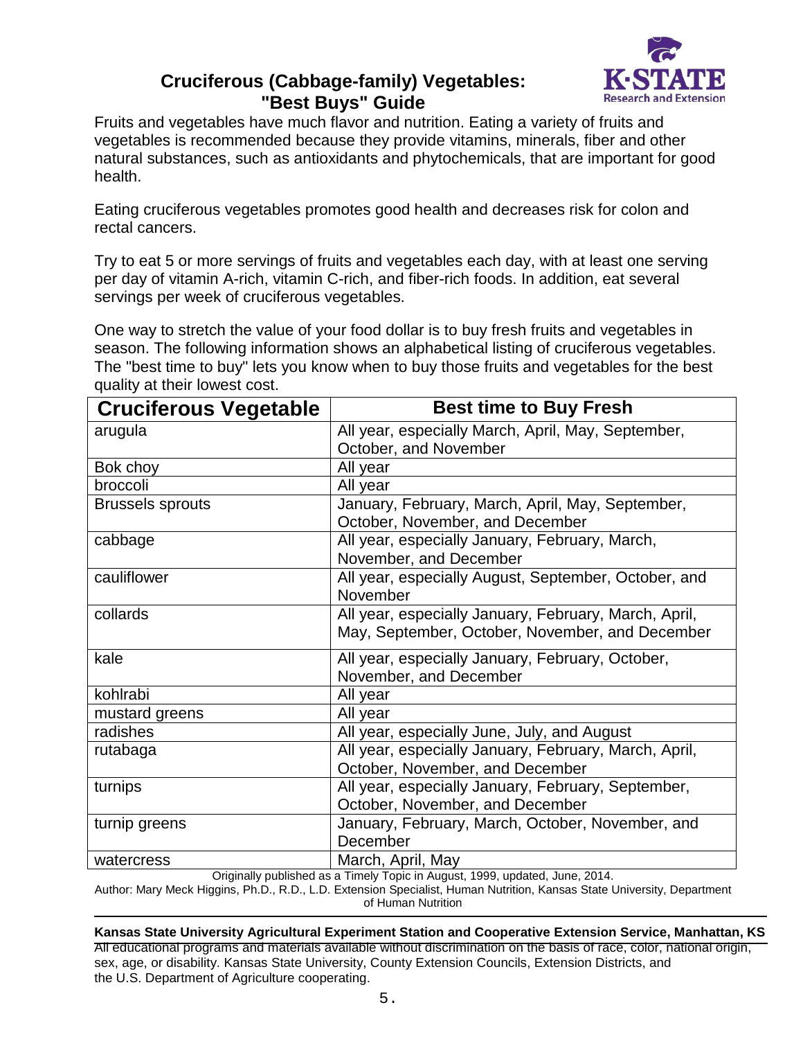## Cruciferous (Cabbage-family) Vegetables: "Best Buys" Guide

Fruits and vegetables have much flavor and nutrition. Eating a variety of fruits and vegetables is recommended because they provide vitamins, minerals, fiber and other natural substances, such as antioxidants and phytochemicals, that are important for good health.

Eating cruciferous vegetables promotes good health and decreases risk for colon and rectal cancers.

Try to eat 5 or more servings of fruits and vegetables each day, with at least one serving per day of vitamin A-rich, vitamin C-rich, and fiber-rich foods. In addition, eat several servings per week of cruciferous vegetables.

One way to stretch the value of your food dollar is to buy fresh fruits and vegetables in season. The following information shows an alphabetical listing of cruciferous vegetables. The "best time to buy" lets you know when to buy those fruits and vegetables for the best quality at their lowest cost.

| Cruciferous Vegetable | Best time to Buy Fresh |
|---|---|
| arugula | All year, especially March, April, May, September, October, and November |
| Bok choy | All year |
| broccoli | All year |
| Brussels sprouts | January, February, March, April, May, September, October, November, and December |
| cabbage | All year, especially January, February, March, November, and December |
| cauliflower | All year, especially August, September, October, and November |
| collards | All year, especially January, February, March, April, May, September, October, November, and December |
| kale | All year, especially January, February, October, November, and December |
| kohlrabi | All year |
| mustard greens | All year |
| radishes | All year, especially June, July, and August |
| rutabaga | All year, especially January, February, March, April, October, November, and December |
| turnips | All year, especially January, February, September, October, November, and December |
| turnip greens | January, February, March, October, November, and December |
| watercress | March, April, May |

Originally published as a Timely Topic in August, 1999, updated, June, 2014.

Author: Mary Meck Higgins, Ph.D., R.D., L.D. Extension Specialist, Human Nutrition, Kansas State University, Department of Human Nutrition

**Kansas State University Agricultural Experiment Station and Cooperative Extension Service, Manhattan, KS**

All educational programs and materials available without discrimination on the basis of race, color, national origin, sex, age, or disability. Kansas State University, County Extension Councils, Extension Districts, and the U.S. Department of Agriculture cooperating.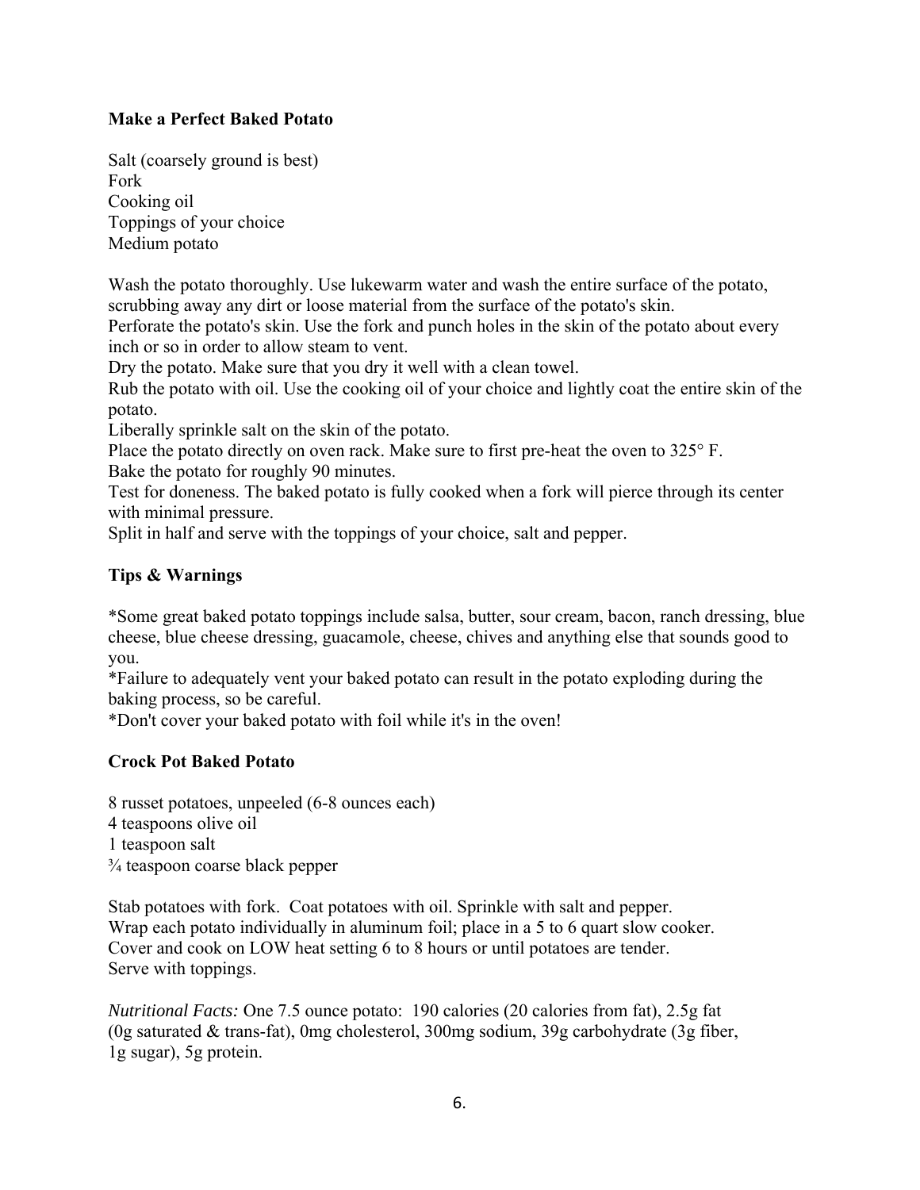**Make a Perfect Baked Potato**

Salt (coarsely ground is best)
Fork
Cooking oil
Toppings of your choice
Medium potato

Wash the potato thoroughly. Use lukewarm water and wash the entire surface of the potato, scrubbing away any dirt or loose material from the surface of the potato's skin.
Perforate the potato's skin. Use the fork and punch holes in the skin of the potato about every inch or so in order to allow steam to vent.
Dry the potato. Make sure that you dry it well with a clean towel.
Rub the potato with oil. Use the cooking oil of your choice and lightly coat the entire skin of the potato.
Liberally sprinkle salt on the skin of the potato.
Place the potato directly on oven rack. Make sure to first pre-heat the oven to 325° F.
Bake the potato for roughly 90 minutes.
Test for doneness. The baked potato is fully cooked when a fork will pierce through its center with minimal pressure.
Split in half and serve with the toppings of your choice, salt and pepper.

**Tips & Warnings**

*Some great baked potato toppings include salsa, butter, sour cream, bacon, ranch dressing, blue cheese, blue cheese dressing, guacamole, cheese, chives and anything else that sounds good to you.
*Failure to adequately vent your baked potato can result in the potato exploding during the baking process, so be careful.
*Don't cover your baked potato with foil while it's in the oven!

**Crock Pot Baked Potato**

8 russet potatoes, unpeeled (6-8 ounces each)
4 teaspoons olive oil
1 teaspoon salt
¾ teaspoon coarse black pepper

Stab potatoes with fork. Coat potatoes with oil. Sprinkle with salt and pepper.
Wrap each potato individually in aluminum foil; place in a 5 to 6 quart slow cooker.
Cover and cook on LOW heat setting 6 to 8 hours or until potatoes are tender.
Serve with toppings.

*Nutritional Facts:* One 7.5 ounce potato: 190 calories (20 calories from fat), 2.5g fat (0g saturated & trans-fat), 0mg cholesterol, 300mg sodium, 39g carbohydrate (3g fiber, 1g sugar), 5g protein.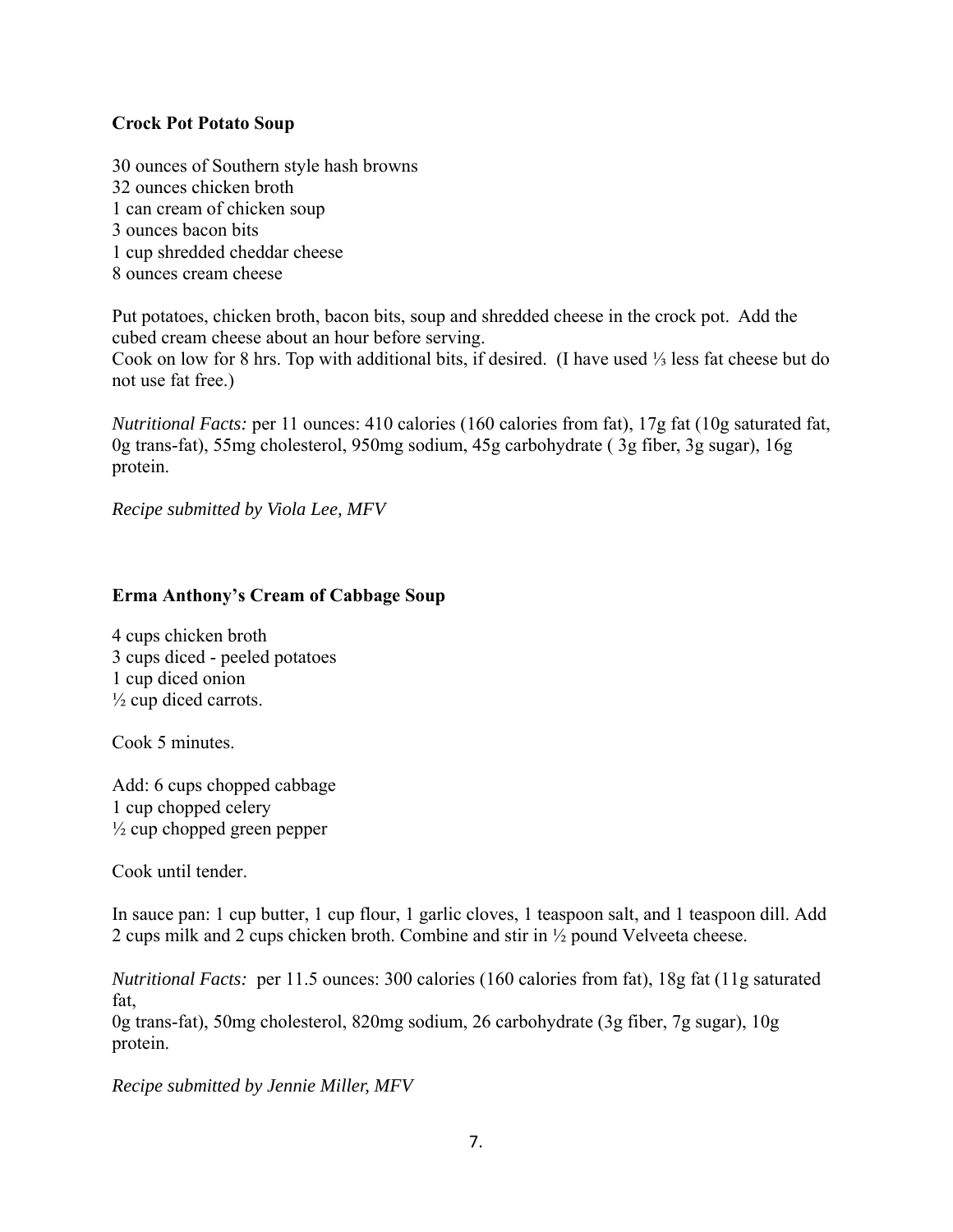**Crock Pot Potato Soup**

30 ounces of Southern style hash browns
32 ounces chicken broth
1 can cream of chicken soup
3 ounces bacon bits
1 cup shredded cheddar cheese
8 ounces cream cheese

Put potatoes, chicken broth, bacon bits, soup and shredded cheese in the crock pot. Add the cubed cream cheese about an hour before serving.
Cook on low for 8 hrs. Top with additional bits, if desired. (I have used ⅓ less fat cheese but do not use fat free.)

*Nutritional Facts:* per 11 ounces: 410 calories (160 calories from fat), 17g fat (10g saturated fat, 0g trans-fat), 55mg cholesterol, 950mg sodium, 45g carbohydrate ( 3g fiber, 3g sugar), 16g protein.

*Recipe submitted by Viola Lee, MFV*

**Erma Anthony's Cream of Cabbage Soup**

4 cups chicken broth
3 cups diced - peeled potatoes
1 cup diced onion
½ cup diced carrots.

Cook 5 minutes.

Add: 6 cups chopped cabbage
1 cup chopped celery
½ cup chopped green pepper

Cook until tender.

In sauce pan: 1 cup butter, 1 cup flour, 1 garlic cloves, 1 teaspoon salt, and 1 teaspoon dill. Add 2 cups milk and 2 cups chicken broth. Combine and stir in ½ pound Velveeta cheese.

*Nutritional Facts:* per 11.5 ounces: 300 calories (160 calories from fat), 18g fat (11g saturated fat,
0g trans-fat), 50mg cholesterol, 820mg sodium, 26 carbohydrate (3g fiber, 7g sugar), 10g protein.

*Recipe submitted by Jennie Miller, MFV*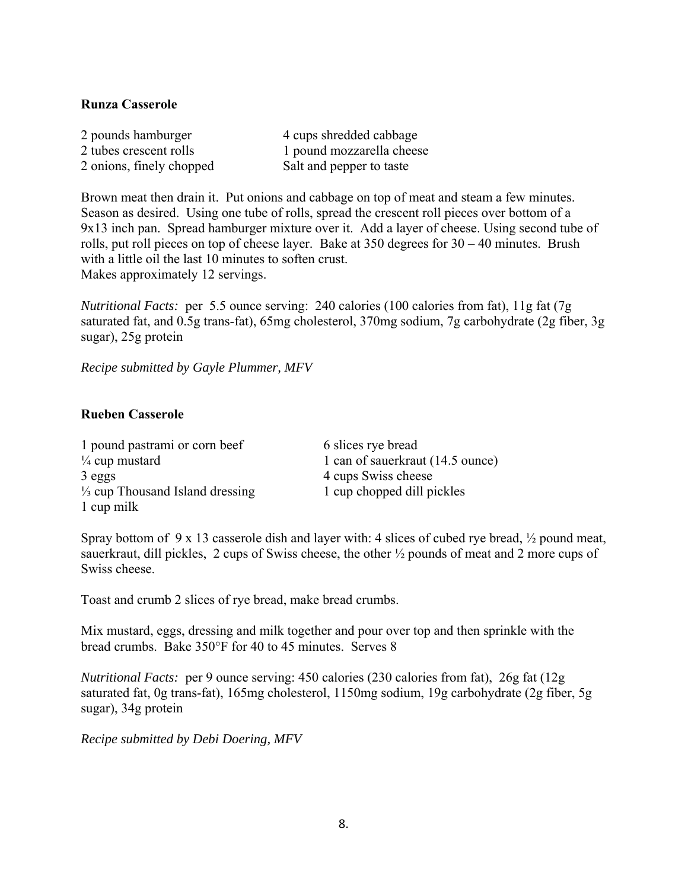**Runza Casserole**

2 pounds hamburger
2 tubes crescent rolls
2 onions, finely chopped
4 cups shredded cabbage
1 pound mozzarella cheese
Salt and pepper to taste

Brown meat then drain it. Put onions and cabbage on top of meat and steam a few minutes. Season as desired. Using one tube of rolls, spread the crescent roll pieces over bottom of a 9x13 inch pan. Spread hamburger mixture over it. Add a layer of cheese. Using second tube of rolls, put roll pieces on top of cheese layer. Bake at 350 degrees for 30 – 40 minutes. Brush with a little oil the last 10 minutes to soften crust.
Makes approximately 12 servings.

*Nutritional Facts:* per 5.5 ounce serving: 240 calories (100 calories from fat), 11g fat (7g saturated fat, and 0.5g trans-fat), 65mg cholesterol, 370mg sodium, 7g carbohydrate (2g fiber, 3g sugar), 25g protein

*Recipe submitted by Gayle Plummer, MFV*

**Rueben Casserole**

1 pound pastrami or corn beef
¼ cup mustard
3 eggs
⅓ cup Thousand Island dressing
1 cup milk
6 slices rye bread
1 can of sauerkraut (14.5 ounce)
4 cups Swiss cheese
1 cup chopped dill pickles

Spray bottom of 9 x 13 casserole dish and layer with: 4 slices of cubed rye bread, ½ pound meat, sauerkraut, dill pickles, 2 cups of Swiss cheese, the other ½ pounds of meat and 2 more cups of Swiss cheese.

Toast and crumb 2 slices of rye bread, make bread crumbs.

Mix mustard, eggs, dressing and milk together and pour over top and then sprinkle with the bread crumbs. Bake 350°F for 40 to 45 minutes. Serves 8

*Nutritional Facts:* per 9 ounce serving: 450 calories (230 calories from fat), 26g fat (12g saturated fat, 0g trans-fat), 165mg cholesterol, 1150mg sodium, 19g carbohydrate (2g fiber, 5g sugar), 34g protein

*Recipe submitted by Debi Doering, MFV*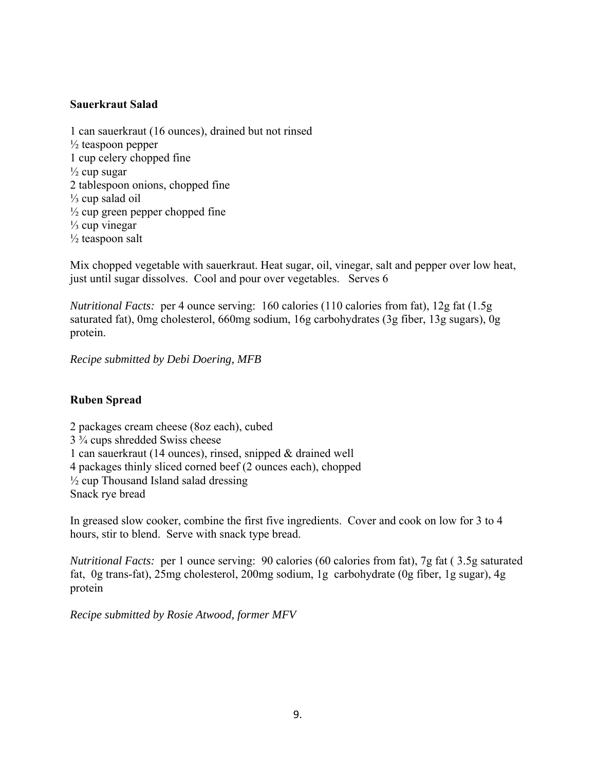**Sauerkraut Salad**

1 can sauerkraut (16 ounces), drained but not rinsed
½ teaspoon pepper
1 cup celery chopped fine
½ cup sugar
2 tablespoon onions, chopped fine
⅓ cup salad oil
½ cup green pepper chopped fine
⅓ cup vinegar
½ teaspoon salt

Mix chopped vegetable with sauerkraut. Heat sugar, oil, vinegar, salt and pepper over low heat, just until sugar dissolves. Cool and pour over vegetables. Serves 6

*Nutritional Facts:* per 4 ounce serving: 160 calories (110 calories from fat), 12g fat (1.5g saturated fat), 0mg cholesterol, 660mg sodium, 16g carbohydrates (3g fiber, 13g sugars), 0g protein.

*Recipe submitted by Debi Doering, MFB*

**Ruben Spread**

2 packages cream cheese (8oz each), cubed
3 ¾ cups shredded Swiss cheese
1 can sauerkraut (14 ounces), rinsed, snipped & drained well
4 packages thinly sliced corned beef (2 ounces each), chopped
½ cup Thousand Island salad dressing
Snack rye bread

In greased slow cooker, combine the first five ingredients. Cover and cook on low for 3 to 4 hours, stir to blend. Serve with snack type bread.

*Nutritional Facts:* per 1 ounce serving: 90 calories (60 calories from fat), 7g fat ( 3.5g saturated fat, 0g trans-fat), 25mg cholesterol, 200mg sodium, 1g carbohydrate (0g fiber, 1g sugar), 4g protein

*Recipe submitted by Rosie Atwood, former MFV*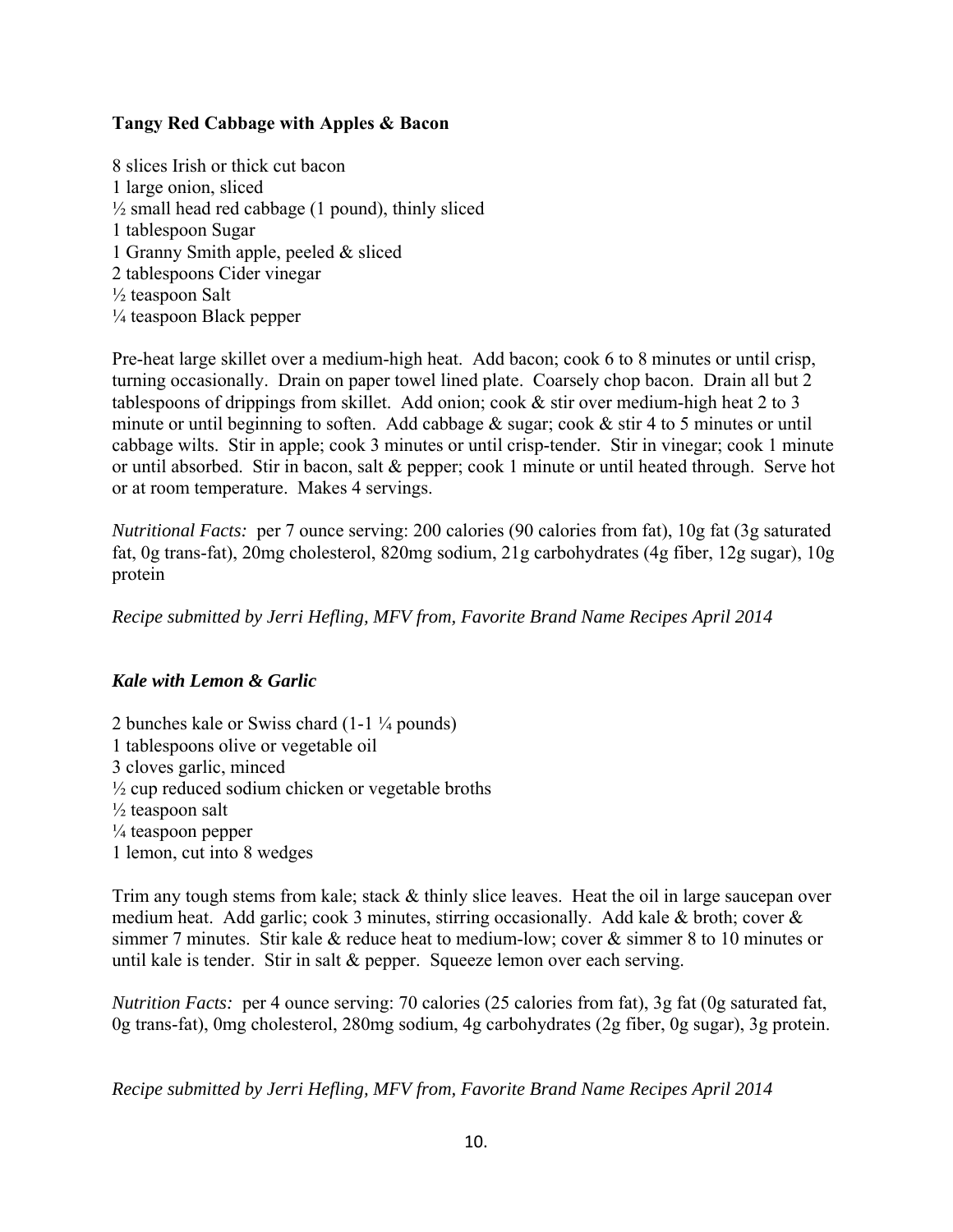### Tangy Red Cabbage with Apples & Bacon

8 slices Irish or thick cut bacon
1 large onion, sliced
½ small head red cabbage (1 pound), thinly sliced
1 tablespoon Sugar
1 Granny Smith apple, peeled & sliced
2 tablespoons Cider vinegar
½ teaspoon Salt
¼ teaspoon Black pepper

Pre-heat large skillet over a medium-high heat. Add bacon; cook 6 to 8 minutes or until crisp, turning occasionally. Drain on paper towel lined plate. Coarsely chop bacon. Drain all but 2 tablespoons of drippings from skillet. Add onion; cook & stir over medium-high heat 2 to 3 minute or until beginning to soften. Add cabbage & sugar; cook & stir 4 to 5 minutes or until cabbage wilts. Stir in apple; cook 3 minutes or until crisp-tender. Stir in vinegar; cook 1 minute or until absorbed. Stir in bacon, salt & pepper; cook 1 minute or until heated through. Serve hot or at room temperature. Makes 4 servings.

*Nutritional Facts:* per 7 ounce serving: 200 calories (90 calories from fat), 10g fat (3g saturated fat, 0g trans-fat), 20mg cholesterol, 820mg sodium, 21g carbohydrates (4g fiber, 12g sugar), 10g protein

*Recipe submitted by Jerri Hefling, MFV from, Favorite Brand Name Recipes April 2014*

### *Kale with Lemon & Garlic*

2 bunches kale or Swiss chard (1-1 ¼ pounds)
1 tablespoons olive or vegetable oil
3 cloves garlic, minced
½ cup reduced sodium chicken or vegetable broths
½ teaspoon salt
¼ teaspoon pepper
1 lemon, cut into 8 wedges

Trim any tough stems from kale; stack & thinly slice leaves. Heat the oil in large saucepan over medium heat. Add garlic; cook 3 minutes, stirring occasionally. Add kale & broth; cover & simmer 7 minutes. Stir kale & reduce heat to medium-low; cover & simmer 8 to 10 minutes or until kale is tender. Stir in salt & pepper. Squeeze lemon over each serving.

*Nutrition Facts:* per 4 ounce serving: 70 calories (25 calories from fat), 3g fat (0g saturated fat, 0g trans-fat), 0mg cholesterol, 280mg sodium, 4g carbohydrates (2g fiber, 0g sugar), 3g protein.

*Recipe submitted by Jerri Hefling, MFV from, Favorite Brand Name Recipes April 2014*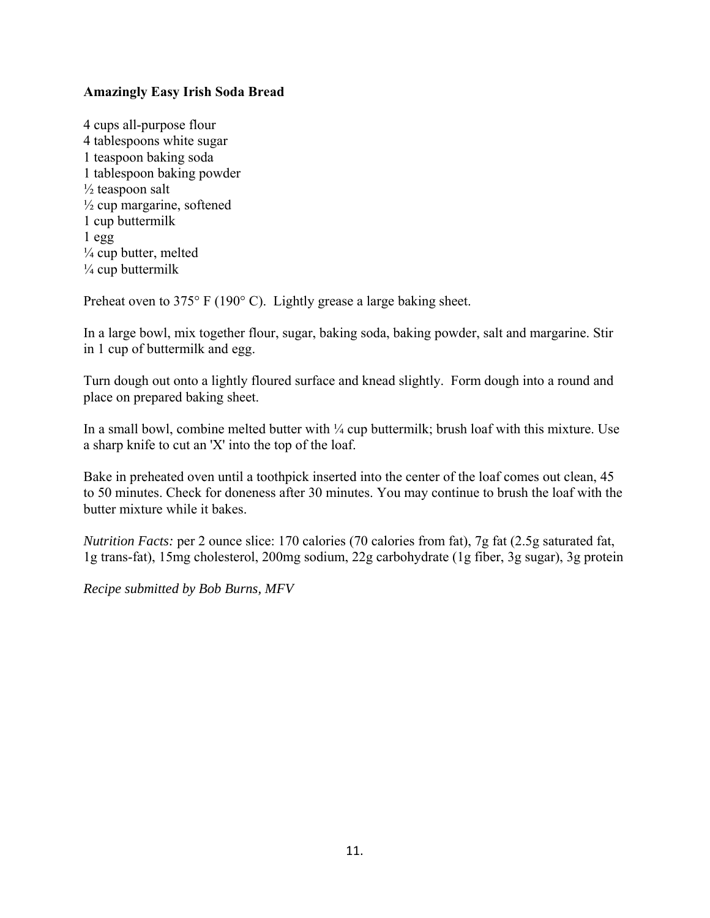**Amazingly Easy Irish Soda Bread**

4 cups all-purpose flour
4 tablespoons white sugar
1 teaspoon baking soda
1 tablespoon baking powder
½ teaspoon salt
½ cup margarine, softened
1 cup buttermilk
1 egg
¼ cup butter, melted
¼ cup buttermilk

Preheat oven to 375° F (190° C). Lightly grease a large baking sheet.

In a large bowl, mix together flour, sugar, baking soda, baking powder, salt and margarine. Stir in 1 cup of buttermilk and egg.

Turn dough out onto a lightly floured surface and knead slightly. Form dough into a round and place on prepared baking sheet.

In a small bowl, combine melted butter with ¼ cup buttermilk; brush loaf with this mixture. Use a sharp knife to cut an 'X' into the top of the loaf.

Bake in preheated oven until a toothpick inserted into the center of the loaf comes out clean, 45 to 50 minutes. Check for doneness after 30 minutes. You may continue to brush the loaf with the butter mixture while it bakes.

*Nutrition Facts:* per 2 ounce slice: 170 calories (70 calories from fat), 7g fat (2.5g saturated fat, 1g trans-fat), 15mg cholesterol, 200mg sodium, 22g carbohydrate (1g fiber, 3g sugar), 3g protein

*Recipe submitted by Bob Burns, MFV*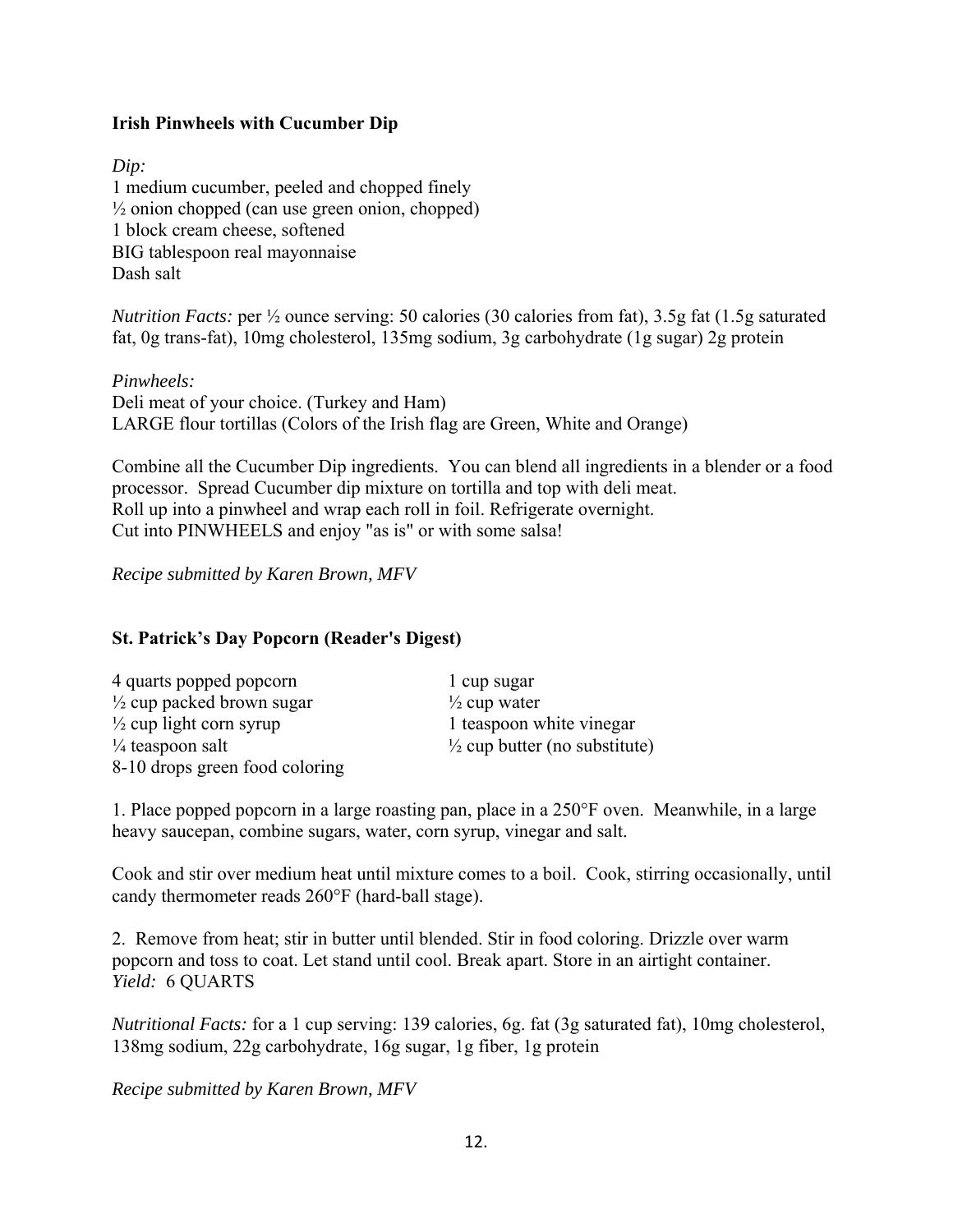**Irish Pinwheels with Cucumber Dip**

*Dip:*
1 medium cucumber, peeled and chopped finely
½ onion chopped (can use green onion, chopped)
1 block cream cheese, softened
BIG tablespoon real mayonnaise
Dash salt

*Nutrition Facts:* per ½ ounce serving: 50 calories (30 calories from fat), 3.5g fat (1.5g saturated fat, 0g trans-fat), 10mg cholesterol, 135mg sodium, 3g carbohydrate (1g sugar) 2g protein

*Pinwheels:*
Deli meat of your choice. (Turkey and Ham)
LARGE flour tortillas (Colors of the Irish flag are Green, White and Orange)

Combine all the Cucumber Dip ingredients. You can blend all ingredients in a blender or a food processor. Spread Cucumber dip mixture on tortilla and top with deli meat.
Roll up into a pinwheel and wrap each roll in foil. Refrigerate overnight.
Cut into PINWHEELS and enjoy "as is" or with some salsa!

*Recipe submitted by Karen Brown, MFV*

**St. Patrick's Day Popcorn (Reader's Digest)**

4 quarts popped popcorn
½ cup packed brown sugar
½ cup light corn syrup
¼ teaspoon salt
8-10 drops green food coloring
1 cup sugar
½ cup water
1 teaspoon white vinegar
½ cup butter (no substitute)

1. Place popped popcorn in a large roasting pan, place in a 250°F oven. Meanwhile, in a large heavy saucepan, combine sugars, water, corn syrup, vinegar and salt.

Cook and stir over medium heat until mixture comes to a boil. Cook, stirring occasionally, until candy thermometer reads 260°F (hard-ball stage).

2. Remove from heat; stir in butter until blended. Stir in food coloring. Drizzle over warm popcorn and toss to coat. Let stand until cool. Break apart. Store in an airtight container.
*Yield:* 6 QUARTS

*Nutritional Facts:* for a 1 cup serving: 139 calories, 6g. fat (3g saturated fat), 10mg cholesterol, 138mg sodium, 22g carbohydrate, 16g sugar, 1g fiber, 1g protein

*Recipe submitted by Karen Brown, MFV*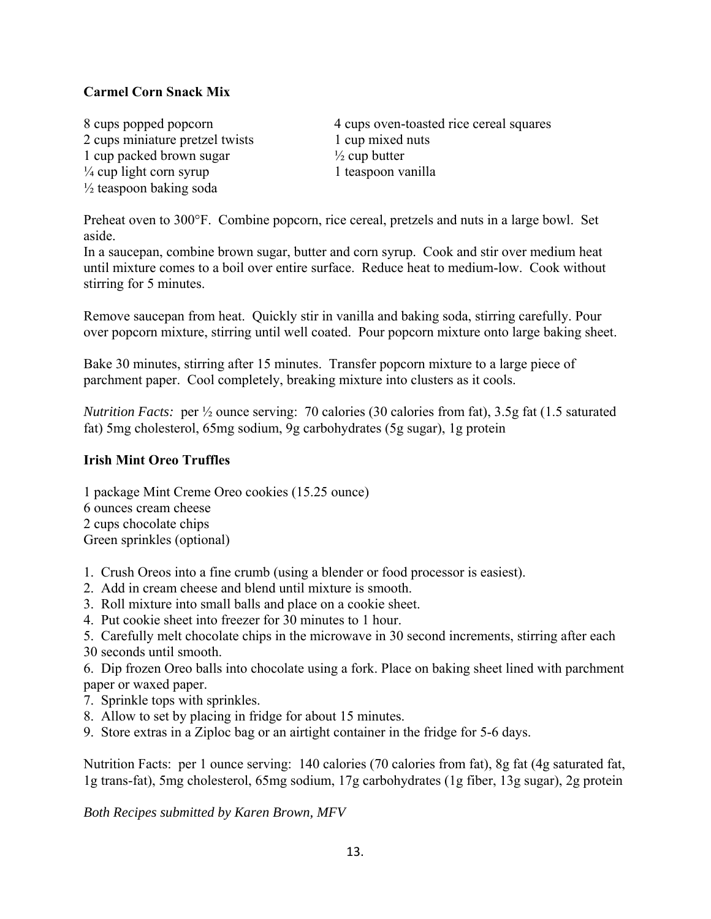**Carmel Corn Snack Mix**

8 cups popped popcorn
4 cups oven-toasted rice cereal squares
2 cups miniature pretzel twists
1 cup mixed nuts
1 cup packed brown sugar
½ cup butter
¼ cup light corn syrup
1 teaspoon vanilla
½ teaspoon baking soda

Preheat oven to 300°F. Combine popcorn, rice cereal, pretzels and nuts in a large bowl. Set aside.
In a saucepan, combine brown sugar, butter and corn syrup. Cook and stir over medium heat until mixture comes to a boil over entire surface. Reduce heat to medium-low. Cook without stirring for 5 minutes.

Remove saucepan from heat. Quickly stir in vanilla and baking soda, stirring carefully. Pour over popcorn mixture, stirring until well coated. Pour popcorn mixture onto large baking sheet.

Bake 30 minutes, stirring after 15 minutes. Transfer popcorn mixture to a large piece of parchment paper. Cool completely, breaking mixture into clusters as it cools.

*Nutrition Facts:* per ½ ounce serving: 70 calories (30 calories from fat), 3.5g fat (1.5 saturated fat) 5mg cholesterol, 65mg sodium, 9g carbohydrates (5g sugar), 1g protein

**Irish Mint Oreo Truffles**

1 package Mint Creme Oreo cookies (15.25 ounce)
6 ounces cream cheese
2 cups chocolate chips
Green sprinkles (optional)

1. Crush Oreos into a fine crumb (using a blender or food processor is easiest).
2. Add in cream cheese and blend until mixture is smooth.
3. Roll mixture into small balls and place on a cookie sheet.
4. Put cookie sheet into freezer for 30 minutes to 1 hour.
5. Carefully melt chocolate chips in the microwave in 30 second increments, stirring after each 30 seconds until smooth.
6. Dip frozen Oreo balls into chocolate using a fork. Place on baking sheet lined with parchment paper or waxed paper.
7. Sprinkle tops with sprinkles.
8. Allow to set by placing in fridge for about 15 minutes.
9. Store extras in a Ziploc bag or an airtight container in the fridge for 5-6 days.

Nutrition Facts: per 1 ounce serving: 140 calories (70 calories from fat), 8g fat (4g saturated fat, 1g trans-fat), 5mg cholesterol, 65mg sodium, 17g carbohydrates (1g fiber, 13g sugar), 2g protein

*Both Recipes submitted by Karen Brown, MFV*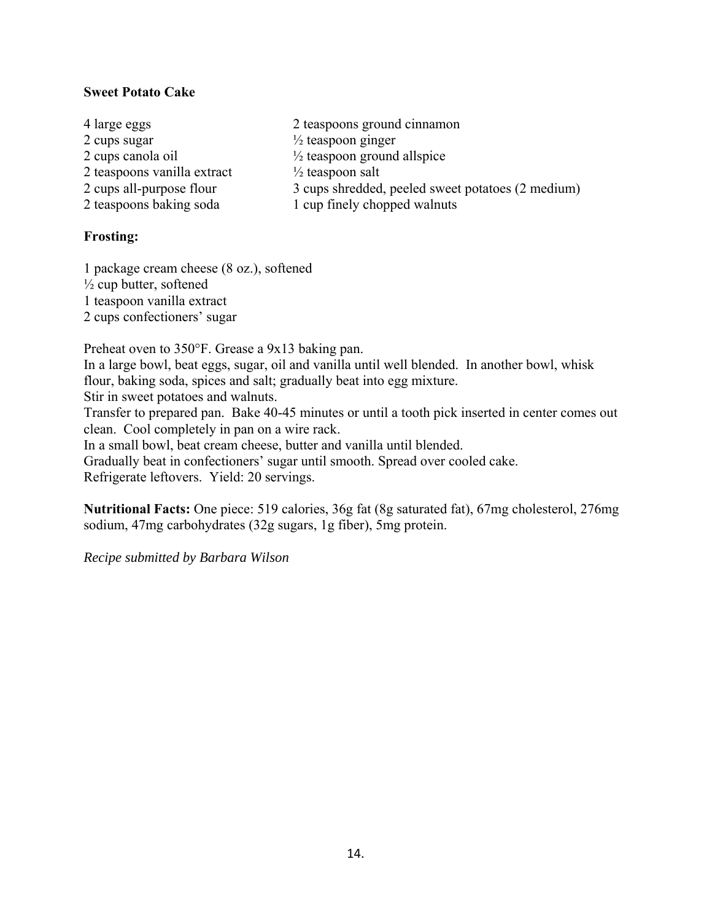**Sweet Potato Cake**

4 large eggs
2 cups sugar
2 cups canola oil
2 teaspoons vanilla extract
2 cups all-purpose flour
2 teaspoons baking soda
2 teaspoons ground cinnamon
½ teaspoon ginger
½ teaspoon ground allspice
½ teaspoon salt
3 cups shredded, peeled sweet potatoes (2 medium)
1 cup finely chopped walnuts

**Frosting:**

1 package cream cheese (8 oz.), softened
½ cup butter, softened
1 teaspoon vanilla extract
2 cups confectioners' sugar

Preheat oven to 350°F. Grease a 9x13 baking pan.
In a large bowl, beat eggs, sugar, oil and vanilla until well blended. In another bowl, whisk flour, baking soda, spices and salt; gradually beat into egg mixture.
Stir in sweet potatoes and walnuts.
Transfer to prepared pan. Bake 40-45 minutes or until a tooth pick inserted in center comes out clean. Cool completely in pan on a wire rack.
In a small bowl, beat cream cheese, butter and vanilla until blended.
Gradually beat in confectioners' sugar until smooth. Spread over cooled cake.
Refrigerate leftovers. Yield: 20 servings.

**Nutritional Facts:** One piece: 519 calories, 36g fat (8g saturated fat), 67mg cholesterol, 276mg sodium, 47mg carbohydrates (32g sugars, 1g fiber), 5mg protein.

*Recipe submitted by Barbara Wilson*